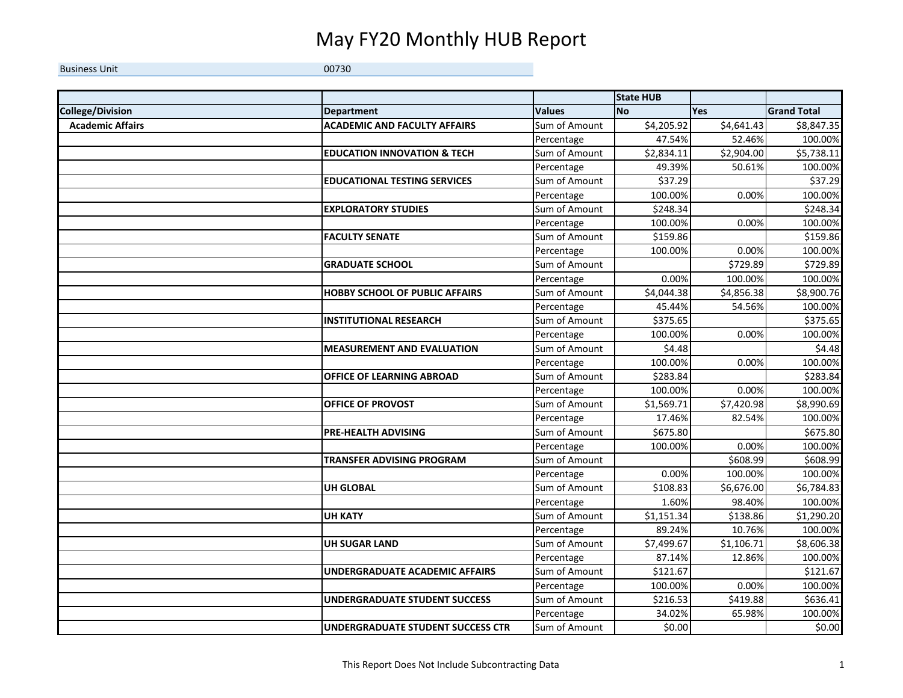# May FY20 Monthly HUB Report

| Business Unit | 00730 |
|---|---|

| | | | State HUB | | |
|---|---|---|---|---|---|
| **College/Division** | **Department** | **Values** | **No** | **Yes** | **Grand Total** |
| **Academic Affairs** | **ACADEMIC AND FACULTY AFFAIRS** | Sum of Amount | $4,205.92 | $4,641.43 | $8,847.35 |
| | | Percentage | 47.54% | 52.46% | 100.00% |
| | **EDUCATION INNOVATION & TECH** | Sum of Amount | $2,834.11 | $2,904.00 | $5,738.11 |
| | | Percentage | 49.39% | 50.61% | 100.00% |
| | **EDUCATIONAL TESTING SERVICES** | Sum of Amount | $37.29 | | $37.29 |
| | | Percentage | 100.00% | 0.00% | 100.00% |
| | **EXPLORATORY STUDIES** | Sum of Amount | $248.34 | | $248.34 |
| | | Percentage | 100.00% | 0.00% | 100.00% |
| | **FACULTY SENATE** | Sum of Amount | $159.86 | | $159.86 |
| | | Percentage | 100.00% | 0.00% | 100.00% |
| | **GRADUATE SCHOOL** | Sum of Amount | | $729.89 | $729.89 |
| | | Percentage | 0.00% | 100.00% | 100.00% |
| | **HOBBY SCHOOL OF PUBLIC AFFAIRS** | Sum of Amount | $4,044.38 | $4,856.38 | $8,900.76 |
| | | Percentage | 45.44% | 54.56% | 100.00% |
| | **INSTITUTIONAL RESEARCH** | Sum of Amount | $375.65 | | $375.65 |
| | | Percentage | 100.00% | 0.00% | 100.00% |
| | **MEASUREMENT AND EVALUATION** | Sum of Amount | $4.48 | | $4.48 |
| | | Percentage | 100.00% | 0.00% | 100.00% |
| | **OFFICE OF LEARNING ABROAD** | Sum of Amount | $283.84 | | $283.84 |
| | | Percentage | 100.00% | 0.00% | 100.00% |
| | **OFFICE OF PROVOST** | Sum of Amount | $1,569.71 | $7,420.98 | $8,990.69 |
| | | Percentage | 17.46% | 82.54% | 100.00% |
| | **PRE-HEALTH ADVISING** | Sum of Amount | $675.80 | | $675.80 |
| | | Percentage | 100.00% | 0.00% | 100.00% |
| | **TRANSFER ADVISING PROGRAM** | Sum of Amount | | $608.99 | $608.99 |
| | | Percentage | 0.00% | 100.00% | 100.00% |
| | **UH GLOBAL** | Sum of Amount | $108.83 | $6,676.00 | $6,784.83 |
| | | Percentage | 1.60% | 98.40% | 100.00% |
| | **UH KATY** | Sum of Amount | $1,151.34 | $138.86 | $1,290.20 |
| | | Percentage | 89.24% | 10.76% | 100.00% |
| | **UH SUGAR LAND** | Sum of Amount | $7,499.67 | $1,106.71 | $8,606.38 |
| | | Percentage | 87.14% | 12.86% | 100.00% |
| | **UNDERGRADUATE ACADEMIC AFFAIRS** | Sum of Amount | $121.67 | | $121.67 |
| | | Percentage | 100.00% | 0.00% | 100.00% |
| | **UNDERGRADUATE STUDENT SUCCESS** | Sum of Amount | $216.53 | $419.88 | $636.41 |
| | | Percentage | 34.02% | 65.98% | 100.00% |
| | **UNDERGRADUATE STUDENT SUCCESS CTR** | Sum of Amount | $0.00 | | $0.00 |

This Report Does Not Include Subcontracting Data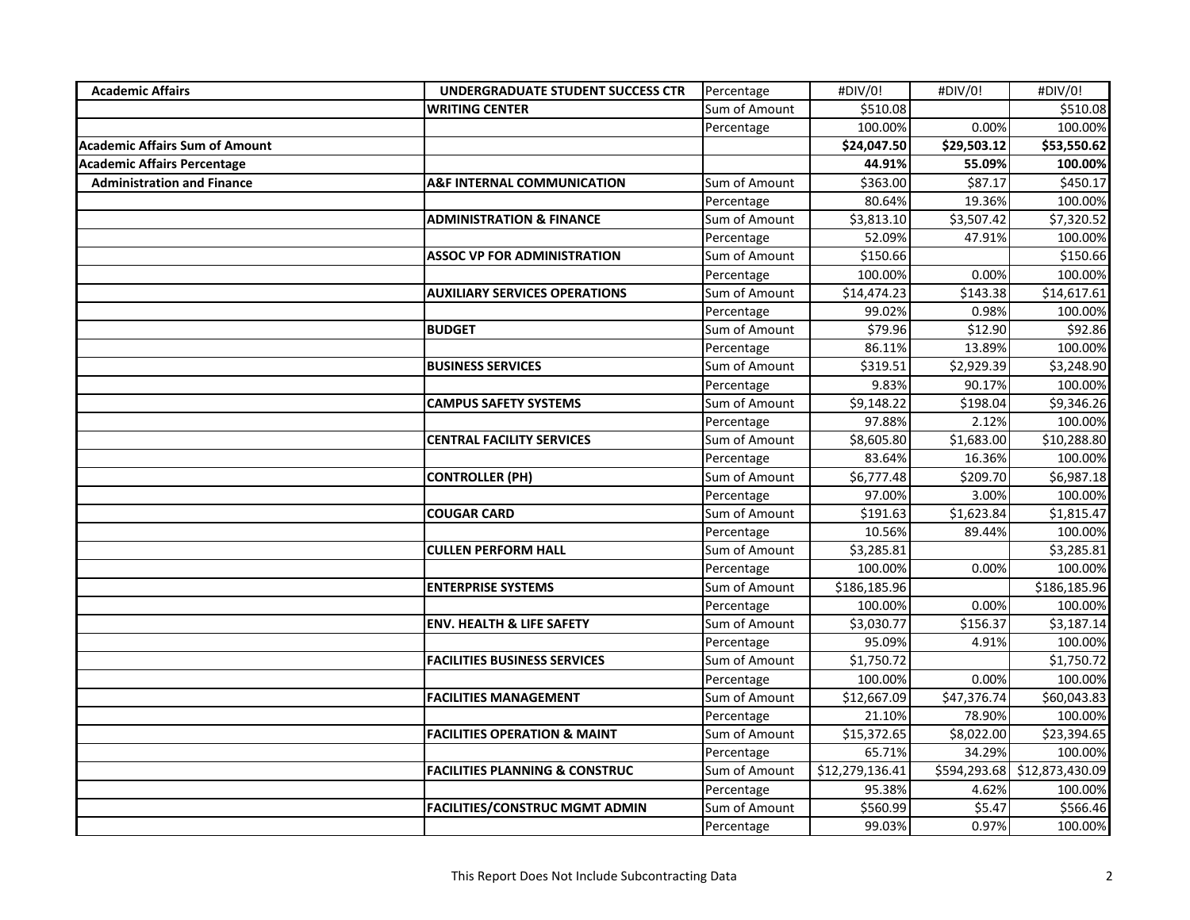| | | | | | |
|---|---|---|---|---|---|
| **Academic Affairs** | **UNDERGRADUATE STUDENT SUCCESS CTR** | Percentage | #DIV/0! | #DIV/0! | #DIV/0! |
| | **WRITING CENTER** | Sum of Amount | $510.08 | | $510.08 |
| | | Percentage | 100.00% | 0.00% | 100.00% |
| **Academic Affairs Sum of Amount** | | | **$24,047.50** | **$29,503.12** | **$53,550.62** |
| **Academic Affairs Percentage** | | | **44.91%** | **55.09%** | **100.00%** |
| **Administration and Finance** | **A&F INTERNAL COMMUNICATION** | Sum of Amount | $363.00 | $87.17 | $450.17 |
| | | Percentage | 80.64% | 19.36% | 100.00% |
| | **ADMINISTRATION & FINANCE** | Sum of Amount | $3,813.10 | $3,507.42 | $7,320.52 |
| | | Percentage | 52.09% | 47.91% | 100.00% |
| | **ASSOC VP FOR ADMINISTRATION** | Sum of Amount | $150.66 | | $150.66 |
| | | Percentage | 100.00% | 0.00% | 100.00% |
| | **AUXILIARY SERVICES OPERATIONS** | Sum of Amount | $14,474.23 | $143.38 | $14,617.61 |
| | | Percentage | 99.02% | 0.98% | 100.00% |
| | **BUDGET** | Sum of Amount | $79.96 | $12.90 | $92.86 |
| | | Percentage | 86.11% | 13.89% | 100.00% |
| | **BUSINESS SERVICES** | Sum of Amount | $319.51 | $2,929.39 | $3,248.90 |
| | | Percentage | 9.83% | 90.17% | 100.00% |
| | **CAMPUS SAFETY SYSTEMS** | Sum of Amount | $9,148.22 | $198.04 | $9,346.26 |
| | | Percentage | 97.88% | 2.12% | 100.00% |
| | **CENTRAL FACILITY SERVICES** | Sum of Amount | $8,605.80 | $1,683.00 | $10,288.80 |
| | | Percentage | 83.64% | 16.36% | 100.00% |
| | **CONTROLLER (PH)** | Sum of Amount | $6,777.48 | $209.70 | $6,987.18 |
| | | Percentage | 97.00% | 3.00% | 100.00% |
| | **COUGAR CARD** | Sum of Amount | $191.63 | $1,623.84 | $1,815.47 |
| | | Percentage | 10.56% | 89.44% | 100.00% |
| | **CULLEN PERFORM HALL** | Sum of Amount | $3,285.81 | | $3,285.81 |
| | | Percentage | 100.00% | 0.00% | 100.00% |
| | **ENTERPRISE SYSTEMS** | Sum of Amount | $186,185.96 | | $186,185.96 |
| | | Percentage | 100.00% | 0.00% | 100.00% |
| | **ENV. HEALTH & LIFE SAFETY** | Sum of Amount | $3,030.77 | $156.37 | $3,187.14 |
| | | Percentage | 95.09% | 4.91% | 100.00% |
| | **FACILITIES BUSINESS SERVICES** | Sum of Amount | $1,750.72 | | $1,750.72 |
| | | Percentage | 100.00% | 0.00% | 100.00% |
| | **FACILITIES MANAGEMENT** | Sum of Amount | $12,667.09 | $47,376.74 | $60,043.83 |
| | | Percentage | 21.10% | 78.90% | 100.00% |
| | **FACILITIES OPERATION & MAINT** | Sum of Amount | $15,372.65 | $8,022.00 | $23,394.65 |
| | | Percentage | 65.71% | 34.29% | 100.00% |
| | **FACILITIES PLANNING & CONSTRUC** | Sum of Amount | $12,279,136.41 | $594,293.68 | $12,873,430.09 |
| | | Percentage | 95.38% | 4.62% | 100.00% |
| | **FACILITIES/CONSTRUC MGMT ADMIN** | Sum of Amount | $560.99 | $5.47 | $566.46 |
| | | Percentage | 99.03% | 0.97% | 100.00% |

This Report Does Not Include Subcontracting Data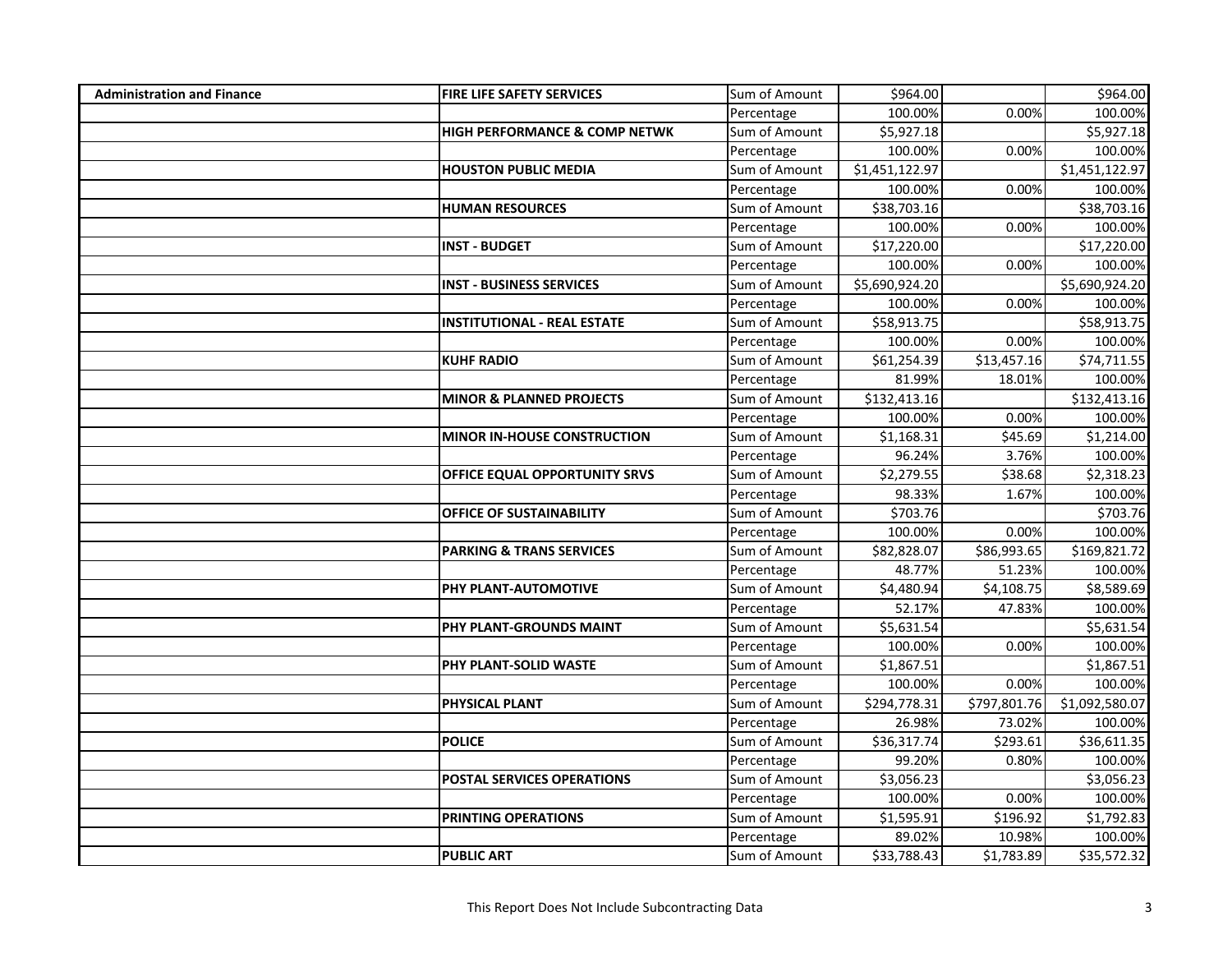| | | | | | |
|---|---|---|---|---|---|
| **Administration and Finance** | **FIRE LIFE SAFETY SERVICES** | Sum of Amount | $964.00 | | $964.00 |
| | | Percentage | 100.00% | 0.00% | 100.00% |
| | **HIGH PERFORMANCE & COMP NETWK** | Sum of Amount | $5,927.18 | | $5,927.18 |
| | | Percentage | 100.00% | 0.00% | 100.00% |
| | **HOUSTON PUBLIC MEDIA** | Sum of Amount | $1,451,122.97 | | $1,451,122.97 |
| | | Percentage | 100.00% | 0.00% | 100.00% |
| | **HUMAN RESOURCES** | Sum of Amount | $38,703.16 | | $38,703.16 |
| | | Percentage | 100.00% | 0.00% | 100.00% |
| | **INST - BUDGET** | Sum of Amount | $17,220.00 | | $17,220.00 |
| | | Percentage | 100.00% | 0.00% | 100.00% |
| | **INST - BUSINESS SERVICES** | Sum of Amount | $5,690,924.20 | | $5,690,924.20 |
| | | Percentage | 100.00% | 0.00% | 100.00% |
| | **INSTITUTIONAL - REAL ESTATE** | Sum of Amount | $58,913.75 | | $58,913.75 |
| | | Percentage | 100.00% | 0.00% | 100.00% |
| | **KUHF RADIO** | Sum of Amount | $61,254.39 | $13,457.16 | $74,711.55 |
| | | Percentage | 81.99% | 18.01% | 100.00% |
| | **MINOR & PLANNED PROJECTS** | Sum of Amount | $132,413.16 | | $132,413.16 |
| | | Percentage | 100.00% | 0.00% | 100.00% |
| | **MINOR IN-HOUSE CONSTRUCTION** | Sum of Amount | $1,168.31 | $45.69 | $1,214.00 |
| | | Percentage | 96.24% | 3.76% | 100.00% |
| | **OFFICE EQUAL OPPORTUNITY SRVS** | Sum of Amount | $2,279.55 | $38.68 | $2,318.23 |
| | | Percentage | 98.33% | 1.67% | 100.00% |
| | **OFFICE OF SUSTAINABILITY** | Sum of Amount | $703.76 | | $703.76 |
| | | Percentage | 100.00% | 0.00% | 100.00% |
| | **PARKING & TRANS SERVICES** | Sum of Amount | $82,828.07 | $86,993.65 | $169,821.72 |
| | | Percentage | 48.77% | 51.23% | 100.00% |
| | **PHY PLANT-AUTOMOTIVE** | Sum of Amount | $4,480.94 | $4,108.75 | $8,589.69 |
| | | Percentage | 52.17% | 47.83% | 100.00% |
| | **PHY PLANT-GROUNDS MAINT** | Sum of Amount | $5,631.54 | | $5,631.54 |
| | | Percentage | 100.00% | 0.00% | 100.00% |
| | **PHY PLANT-SOLID WASTE** | Sum of Amount | $1,867.51 | | $1,867.51 |
| | | Percentage | 100.00% | 0.00% | 100.00% |
| | **PHYSICAL PLANT** | Sum of Amount | $294,778.31 | $797,801.76 | $1,092,580.07 |
| | | Percentage | 26.98% | 73.02% | 100.00% |
| | **POLICE** | Sum of Amount | $36,317.74 | $293.61 | $36,611.35 |
| | | Percentage | 99.20% | 0.80% | 100.00% |
| | **POSTAL SERVICES OPERATIONS** | Sum of Amount | $3,056.23 | | $3,056.23 |
| | | Percentage | 100.00% | 0.00% | 100.00% |
| | **PRINTING OPERATIONS** | Sum of Amount | $1,595.91 | $196.92 | $1,792.83 |
| | | Percentage | 89.02% | 10.98% | 100.00% |
| | **PUBLIC ART** | Sum of Amount | $33,788.43 | $1,783.89 | $35,572.32 |

This Report Does Not Include Subcontracting Data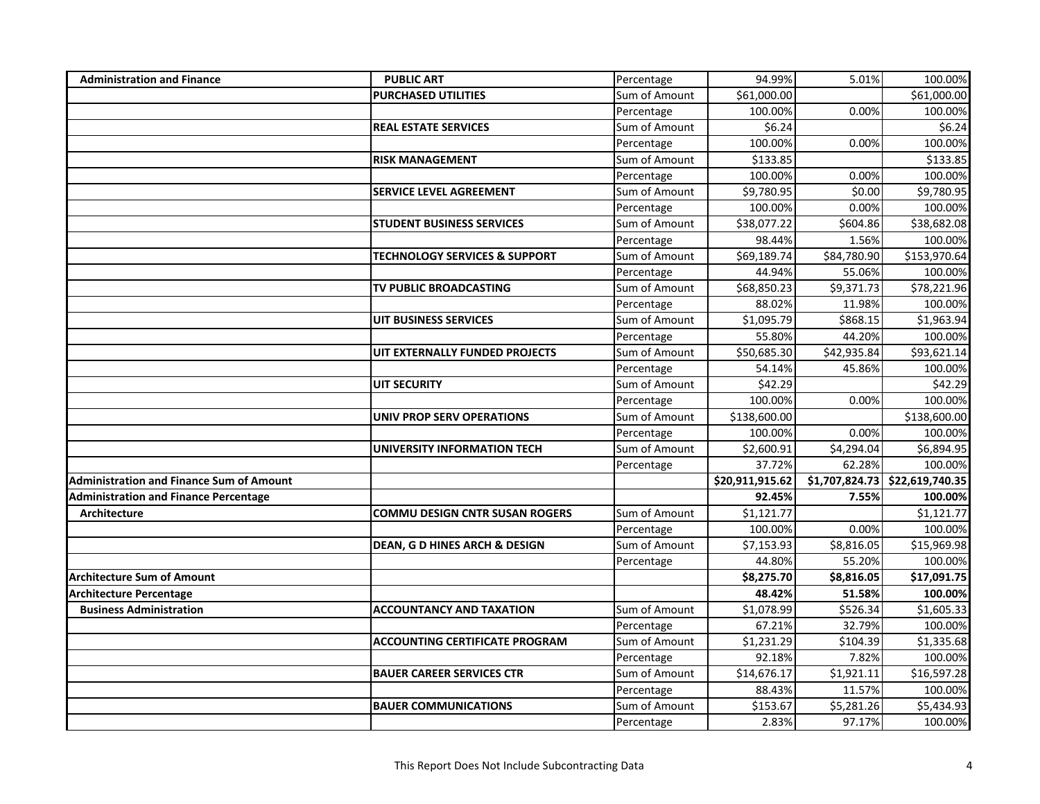| | | | | | |
|---|---|---|---|---|---|
| **Administration and Finance** | **PUBLIC ART** | Percentage | 94.99% | 5.01% | 100.00% |
| | **PURCHASED UTILITIES** | Sum of Amount | $61,000.00 | | $61,000.00 |
| | | Percentage | 100.00% | 0.00% | 100.00% |
| | **REAL ESTATE SERVICES** | Sum of Amount | $6.24 | | $6.24 |
| | | Percentage | 100.00% | 0.00% | 100.00% |
| | **RISK MANAGEMENT** | Sum of Amount | $133.85 | | $133.85 |
| | | Percentage | 100.00% | 0.00% | 100.00% |
| | **SERVICE LEVEL AGREEMENT** | Sum of Amount | $9,780.95 | $0.00 | $9,780.95 |
| | | Percentage | 100.00% | 0.00% | 100.00% |
| | **STUDENT BUSINESS SERVICES** | Sum of Amount | $38,077.22 | $604.86 | $38,682.08 |
| | | Percentage | 98.44% | 1.56% | 100.00% |
| | **TECHNOLOGY SERVICES & SUPPORT** | Sum of Amount | $69,189.74 | $84,780.90 | $153,970.64 |
| | | Percentage | 44.94% | 55.06% | 100.00% |
| | **TV PUBLIC BROADCASTING** | Sum of Amount | $68,850.23 | $9,371.73 | $78,221.96 |
| | | Percentage | 88.02% | 11.98% | 100.00% |
| | **UIT BUSINESS SERVICES** | Sum of Amount | $1,095.79 | $868.15 | $1,963.94 |
| | | Percentage | 55.80% | 44.20% | 100.00% |
| | **UIT EXTERNALLY FUNDED PROJECTS** | Sum of Amount | $50,685.30 | $42,935.84 | $93,621.14 |
| | | Percentage | 54.14% | 45.86% | 100.00% |
| | **UIT SECURITY** | Sum of Amount | $42.29 | | $42.29 |
| | | Percentage | 100.00% | 0.00% | 100.00% |
| | **UNIV PROP SERV OPERATIONS** | Sum of Amount | $138,600.00 | | $138,600.00 |
| | | Percentage | 100.00% | 0.00% | 100.00% |
| | **UNIVERSITY INFORMATION TECH** | Sum of Amount | $2,600.91 | $4,294.04 | $6,894.95 |
| | | Percentage | 37.72% | 62.28% | 100.00% |
| **Administration and Finance Sum of Amount** | | | **$20,911,915.62** | **$1,707,824.73** | **$22,619,740.35** |
| **Administration and Finance Percentage** | | | **92.45%** | **7.55%** | **100.00%** |
| **Architecture** | **COMMU DESIGN CNTR SUSAN ROGERS** | Sum of Amount | $1,121.77 | | $1,121.77 |
| | | Percentage | 100.00% | 0.00% | 100.00% |
| | **DEAN, G D HINES ARCH & DESIGN** | Sum of Amount | $7,153.93 | $8,816.05 | $15,969.98 |
| | | Percentage | 44.80% | 55.20% | 100.00% |
| **Architecture Sum of Amount** | | | **$8,275.70** | **$8,816.05** | **$17,091.75** |
| **Architecture Percentage** | | | **48.42%** | **51.58%** | **100.00%** |
| **Business Administration** | **ACCOUNTANCY AND TAXATION** | Sum of Amount | $1,078.99 | $526.34 | $1,605.33 |
| | | Percentage | 67.21% | 32.79% | 100.00% |
| | **ACCOUNTING CERTIFICATE PROGRAM** | Sum of Amount | $1,231.29 | $104.39 | $1,335.68 |
| | | Percentage | 92.18% | 7.82% | 100.00% |
| | **BAUER CAREER SERVICES CTR** | Sum of Amount | $14,676.17 | $1,921.11 | $16,597.28 |
| | | Percentage | 88.43% | 11.57% | 100.00% |
| | **BAUER COMMUNICATIONS** | Sum of Amount | $153.67 | $5,281.26 | $5,434.93 |
| | | Percentage | 2.83% | 97.17% | 100.00% |

This Report Does Not Include Subcontracting Data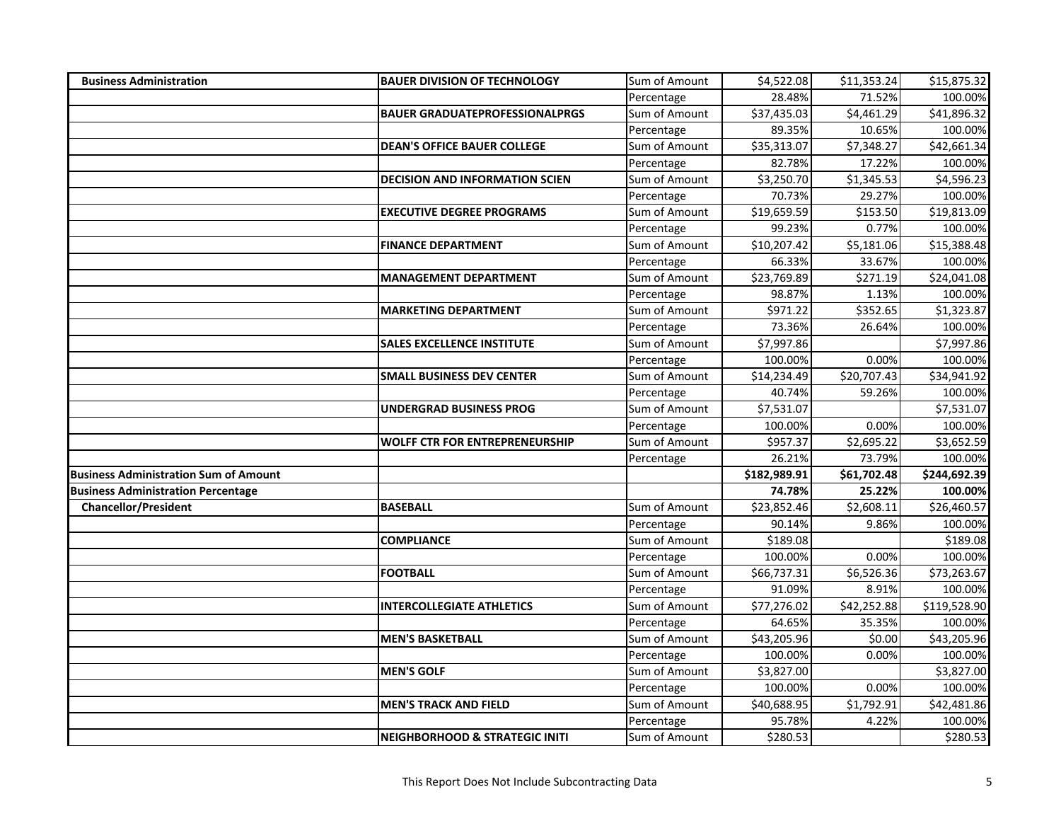| | | | | | |
|---|---|---|---|---|---|
| **Business Administration** | **BAUER DIVISION OF TECHNOLOGY** | Sum of Amount | $4,522.08 | $11,353.24 | $15,875.32 |
| | | Percentage | 28.48% | 71.52% | 100.00% |
| | **BAUER GRADUATEPROFESSIONALPRGS** | Sum of Amount | $37,435.03 | $4,461.29 | $41,896.32 |
| | | Percentage | 89.35% | 10.65% | 100.00% |
| | **DEAN'S OFFICE BAUER COLLEGE** | Sum of Amount | $35,313.07 | $7,348.27 | $42,661.34 |
| | | Percentage | 82.78% | 17.22% | 100.00% |
| | **DECISION AND INFORMATION SCIEN** | Sum of Amount | $3,250.70 | $1,345.53 | $4,596.23 |
| | | Percentage | 70.73% | 29.27% | 100.00% |
| | **EXECUTIVE DEGREE PROGRAMS** | Sum of Amount | $19,659.59 | $153.50 | $19,813.09 |
| | | Percentage | 99.23% | 0.77% | 100.00% |
| | **FINANCE DEPARTMENT** | Sum of Amount | $10,207.42 | $5,181.06 | $15,388.48 |
| | | Percentage | 66.33% | 33.67% | 100.00% |
| | **MANAGEMENT DEPARTMENT** | Sum of Amount | $23,769.89 | $271.19 | $24,041.08 |
| | | Percentage | 98.87% | 1.13% | 100.00% |
| | **MARKETING DEPARTMENT** | Sum of Amount | $971.22 | $352.65 | $1,323.87 |
| | | Percentage | 73.36% | 26.64% | 100.00% |
| | **SALES EXCELLENCE INSTITUTE** | Sum of Amount | $7,997.86 | | $7,997.86 |
| | | Percentage | 100.00% | 0.00% | 100.00% |
| | **SMALL BUSINESS DEV CENTER** | Sum of Amount | $14,234.49 | $20,707.43 | $34,941.92 |
| | | Percentage | 40.74% | 59.26% | 100.00% |
| | **UNDERGRAD BUSINESS PROG** | Sum of Amount | $7,531.07 | | $7,531.07 |
| | | Percentage | 100.00% | 0.00% | 100.00% |
| | **WOLFF CTR FOR ENTREPRENEURSHIP** | Sum of Amount | $957.37 | $2,695.22 | $3,652.59 |
| | | Percentage | 26.21% | 73.79% | 100.00% |
| **Business Administration Sum of Amount** | | | **$182,989.91** | **$61,702.48** | **$244,692.39** |
| **Business Administration Percentage** | | | **74.78%** | **25.22%** | **100.00%** |
| **Chancellor/President** | **BASEBALL** | Sum of Amount | $23,852.46 | $2,608.11 | $26,460.57 |
| | | Percentage | 90.14% | 9.86% | 100.00% |
| | **COMPLIANCE** | Sum of Amount | $189.08 | | $189.08 |
| | | Percentage | 100.00% | 0.00% | 100.00% |
| | **FOOTBALL** | Sum of Amount | $66,737.31 | $6,526.36 | $73,263.67 |
| | | Percentage | 91.09% | 8.91% | 100.00% |
| | **INTERCOLLEGIATE ATHLETICS** | Sum of Amount | $77,276.02 | $42,252.88 | $119,528.90 |
| | | Percentage | 64.65% | 35.35% | 100.00% |
| | **MEN'S BASKETBALL** | Sum of Amount | $43,205.96 | $0.00 | $43,205.96 |
| | | Percentage | 100.00% | 0.00% | 100.00% |
| | **MEN'S GOLF** | Sum of Amount | $3,827.00 | | $3,827.00 |
| | | Percentage | 100.00% | 0.00% | 100.00% |
| | **MEN'S TRACK AND FIELD** | Sum of Amount | $40,688.95 | $1,792.91 | $42,481.86 |
| | | Percentage | 95.78% | 4.22% | 100.00% |
| | **NEIGHBORHOOD & STRATEGIC INITI** | Sum of Amount | $280.53 | | $280.53 |

This Report Does Not Include Subcontracting Data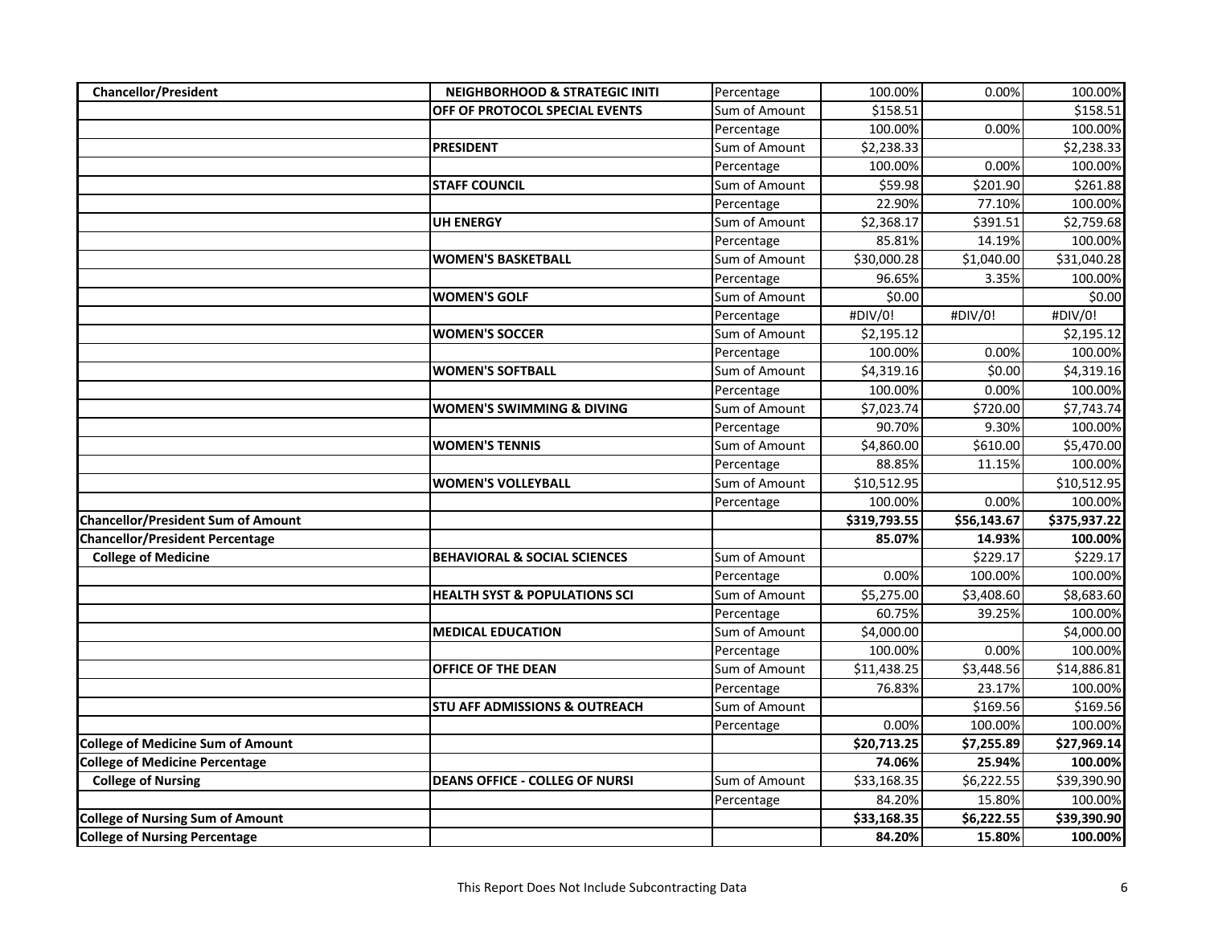| Chancellor/President | NEIGHBORHOOD & STRATEGIC INITI | Percentage | 100.00% | 0.00% | 100.00% |
|---|---|---|---|---|---|
| | OFF OF PROTOCOL SPECIAL EVENTS | Sum of Amount | $158.51 | | $158.51 |
| | | Percentage | 100.00% | 0.00% | 100.00% |
| | PRESIDENT | Sum of Amount | $2,238.33 | | $2,238.33 |
| | | Percentage | 100.00% | 0.00% | 100.00% |
| | STAFF COUNCIL | Sum of Amount | $59.98 | $201.90 | $261.88 |
| | | Percentage | 22.90% | 77.10% | 100.00% |
| | UH ENERGY | Sum of Amount | $2,368.17 | $391.51 | $2,759.68 |
| | | Percentage | 85.81% | 14.19% | 100.00% |
| | WOMEN'S BASKETBALL | Sum of Amount | $30,000.28 | $1,040.00 | $31,040.28 |
| | | Percentage | 96.65% | 3.35% | 100.00% |
| | WOMEN'S GOLF | Sum of Amount | $0.00 | | $0.00 |
| | | Percentage | #DIV/0! | #DIV/0! | #DIV/0! |
| | WOMEN'S SOCCER | Sum of Amount | $2,195.12 | | $2,195.12 |
| | | Percentage | 100.00% | 0.00% | 100.00% |
| | WOMEN'S SOFTBALL | Sum of Amount | $4,319.16 | $0.00 | $4,319.16 |
| | | Percentage | 100.00% | 0.00% | 100.00% |
| | WOMEN'S SWIMMING & DIVING | Sum of Amount | $7,023.74 | $720.00 | $7,743.74 |
| | | Percentage | 90.70% | 9.30% | 100.00% |
| | WOMEN'S TENNIS | Sum of Amount | $4,860.00 | $610.00 | $5,470.00 |
| | | Percentage | 88.85% | 11.15% | 100.00% |
| | WOMEN'S VOLLEYBALL | Sum of Amount | $10,512.95 | | $10,512.95 |
| | | Percentage | 100.00% | 0.00% | 100.00% |
| **Chancellor/President Sum of Amount** | | | **$319,793.55** | **$56,143.67** | **$375,937.22** |
| **Chancellor/President Percentage** | | | **85.07%** | **14.93%** | **100.00%** |
| College of Medicine | BEHAVIORAL & SOCIAL SCIENCES | Sum of Amount | | $229.17 | $229.17 |
| | | Percentage | 0.00% | 100.00% | 100.00% |
| | HEALTH SYST & POPULATIONS SCI | Sum of Amount | $5,275.00 | $3,408.60 | $8,683.60 |
| | | Percentage | 60.75% | 39.25% | 100.00% |
| | MEDICAL EDUCATION | Sum of Amount | $4,000.00 | | $4,000.00 |
| | | Percentage | 100.00% | 0.00% | 100.00% |
| | OFFICE OF THE DEAN | Sum of Amount | $11,438.25 | $3,448.56 | $14,886.81 |
| | | Percentage | 76.83% | 23.17% | 100.00% |
| | STU AFF ADMISSIONS & OUTREACH | Sum of Amount | | $169.56 | $169.56 |
| | | Percentage | 0.00% | 100.00% | 100.00% |
| **College of Medicine Sum of Amount** | | | **$20,713.25** | **$7,255.89** | **$27,969.14** |
| **College of Medicine Percentage** | | | **74.06%** | **25.94%** | **100.00%** |
| College of Nursing | DEANS OFFICE - COLLEG OF NURSI | Sum of Amount | $33,168.35 | $6,222.55 | $39,390.90 |
| | | Percentage | 84.20% | 15.80% | 100.00% |
| **College of Nursing Sum of Amount** | | | **$33,168.35** | **$6,222.55** | **$39,390.90** |
| **College of Nursing Percentage** | | | **84.20%** | **15.80%** | **100.00%** |

This Report Does Not Include Subcontracting Data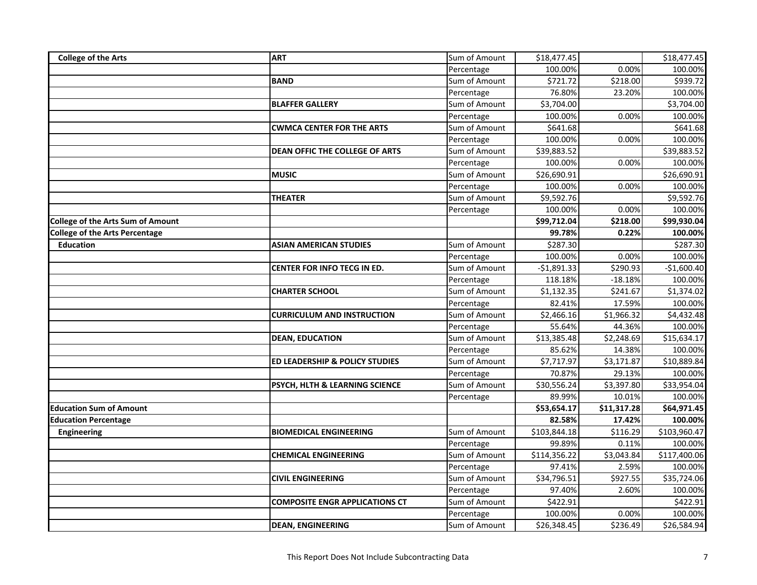| | | | | | |
|---|---|---|---|---|---|
| **College of the Arts** | **ART** | Sum of Amount | $18,477.45 | | $18,477.45 |
| | | Percentage | 100.00% | 0.00% | 100.00% |
| | **BAND** | Sum of Amount | $721.72 | $218.00 | $939.72 |
| | | Percentage | 76.80% | 23.20% | 100.00% |
| | **BLAFFER GALLERY** | Sum of Amount | $3,704.00 | | $3,704.00 |
| | | Percentage | 100.00% | 0.00% | 100.00% |
| | **CWMCA CENTER FOR THE ARTS** | Sum of Amount | $641.68 | | $641.68 |
| | | Percentage | 100.00% | 0.00% | 100.00% |
| | **DEAN OFFIC THE COLLEGE OF ARTS** | Sum of Amount | $39,883.52 | | $39,883.52 |
| | | Percentage | 100.00% | 0.00% | 100.00% |
| | **MUSIC** | Sum of Amount | $26,690.91 | | $26,690.91 |
| | | Percentage | 100.00% | 0.00% | 100.00% |
| | **THEATER** | Sum of Amount | $9,592.76 | | $9,592.76 |
| | | Percentage | 100.00% | 0.00% | 100.00% |
| **College of the Arts Sum of Amount** | | | **$99,712.04** | **$218.00** | **$99,930.04** |
| **College of the Arts Percentage** | | | **99.78%** | **0.22%** | **100.00%** |
| **Education** | **ASIAN AMERICAN STUDIES** | Sum of Amount | $287.30 | | $287.30 |
| | | Percentage | 100.00% | 0.00% | 100.00% |
| | **CENTER FOR INFO TECG IN ED.** | Sum of Amount | -$1,891.33 | $290.93 | -$1,600.40 |
| | | Percentage | 118.18% | -18.18% | 100.00% |
| | **CHARTER SCHOOL** | Sum of Amount | $1,132.35 | $241.67 | $1,374.02 |
| | | Percentage | 82.41% | 17.59% | 100.00% |
| | **CURRICULUM AND INSTRUCTION** | Sum of Amount | $2,466.16 | $1,966.32 | $4,432.48 |
| | | Percentage | 55.64% | 44.36% | 100.00% |
| | **DEAN, EDUCATION** | Sum of Amount | $13,385.48 | $2,248.69 | $15,634.17 |
| | | Percentage | 85.62% | 14.38% | 100.00% |
| | **ED LEADERSHIP & POLICY STUDIES** | Sum of Amount | $7,717.97 | $3,171.87 | $10,889.84 |
| | | Percentage | 70.87% | 29.13% | 100.00% |
| | **PSYCH, HLTH & LEARNING SCIENCE** | Sum of Amount | $30,556.24 | $3,397.80 | $33,954.04 |
| | | Percentage | 89.99% | 10.01% | 100.00% |
| **Education Sum of Amount** | | | **$53,654.17** | **$11,317.28** | **$64,971.45** |
| **Education Percentage** | | | **82.58%** | **17.42%** | **100.00%** |
| **Engineering** | **BIOMEDICAL ENGINEERING** | Sum of Amount | $103,844.18 | $116.29 | $103,960.47 |
| | | Percentage | 99.89% | 0.11% | 100.00% |
| | **CHEMICAL ENGINEERING** | Sum of Amount | $114,356.22 | $3,043.84 | $117,400.06 |
| | | Percentage | 97.41% | 2.59% | 100.00% |
| | **CIVIL ENGINEERING** | Sum of Amount | $34,796.51 | $927.55 | $35,724.06 |
| | | Percentage | 97.40% | 2.60% | 100.00% |
| | **COMPOSITE ENGR APPLICATIONS CT** | Sum of Amount | $422.91 | | $422.91 |
| | | Percentage | 100.00% | 0.00% | 100.00% |
| | **DEAN, ENGINEERING** | Sum of Amount | $26,348.45 | $236.49 | $26,584.94 |

This Report Does Not Include Subcontracting Data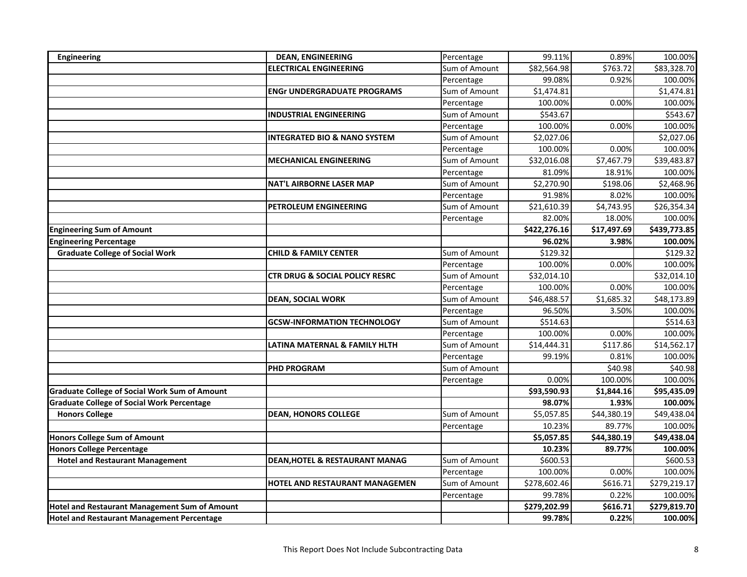| | | | | | |
|---|---|---|---|---|---|
| **Engineering** | **DEAN, ENGINEERING** | Percentage | 99.11% | 0.89% | 100.00% |
| | **ELECTRICAL ENGINEERING** | Sum of Amount | $82,564.98 | $763.72 | $83,328.70 |
| | | Percentage | 99.08% | 0.92% | 100.00% |
| | **ENGr UNDERGRADUATE PROGRAMS** | Sum of Amount | $1,474.81 | | $1,474.81 |
| | | Percentage | 100.00% | 0.00% | 100.00% |
| | **INDUSTRIAL ENGINEERING** | Sum of Amount | $543.67 | | $543.67 |
| | | Percentage | 100.00% | 0.00% | 100.00% |
| | **INTEGRATED BIO & NANO SYSTEM** | Sum of Amount | $2,027.06 | | $2,027.06 |
| | | Percentage | 100.00% | 0.00% | 100.00% |
| | **MECHANICAL ENGINEERING** | Sum of Amount | $32,016.08 | $7,467.79 | $39,483.87 |
| | | Percentage | 81.09% | 18.91% | 100.00% |
| | **NAT'L AIRBORNE LASER MAP** | Sum of Amount | $2,270.90 | $198.06 | $2,468.96 |
| | | Percentage | 91.98% | 8.02% | 100.00% |
| | **PETROLEUM ENGINEERING** | Sum of Amount | $21,610.39 | $4,743.95 | $26,354.34 |
| | | Percentage | 82.00% | 18.00% | 100.00% |
| **Engineering Sum of Amount** | | | **$422,276.16** | **$17,497.69** | **$439,773.85** |
| **Engineering Percentage** | | | **96.02%** | **3.98%** | **100.00%** |
| **Graduate College of Social Work** | **CHILD & FAMILY CENTER** | Sum of Amount | $129.32 | | $129.32 |
| | | Percentage | 100.00% | 0.00% | 100.00% |
| | **CTR DRUG & SOCIAL POLICY RESRC** | Sum of Amount | $32,014.10 | | $32,014.10 |
| | | Percentage | 100.00% | 0.00% | 100.00% |
| | **DEAN, SOCIAL WORK** | Sum of Amount | $46,488.57 | $1,685.32 | $48,173.89 |
| | | Percentage | 96.50% | 3.50% | 100.00% |
| | **GCSW-INFORMATION TECHNOLOGY** | Sum of Amount | $514.63 | | $514.63 |
| | | Percentage | 100.00% | 0.00% | 100.00% |
| | **LATINA MATERNAL & FAMILY HLTH** | Sum of Amount | $14,444.31 | $117.86 | $14,562.17 |
| | | Percentage | 99.19% | 0.81% | 100.00% |
| | **PHD PROGRAM** | Sum of Amount | | $40.98 | $40.98 |
| | | Percentage | 0.00% | 100.00% | 100.00% |
| **Graduate College of Social Work Sum of Amount** | | | **$93,590.93** | **$1,844.16** | **$95,435.09** |
| **Graduate College of Social Work Percentage** | | | **98.07%** | **1.93%** | **100.00%** |
| **Honors College** | **DEAN, HONORS COLLEGE** | Sum of Amount | $5,057.85 | $44,380.19 | $49,438.04 |
| | | Percentage | 10.23% | 89.77% | 100.00% |
| **Honors College Sum of Amount** | | | **$5,057.85** | **$44,380.19** | **$49,438.04** |
| **Honors College Percentage** | | | **10.23%** | **89.77%** | **100.00%** |
| **Hotel and Restaurant Management** | **DEAN,HOTEL & RESTAURANT MANAG** | Sum of Amount | $600.53 | | $600.53 |
| | | Percentage | 100.00% | 0.00% | 100.00% |
| | **HOTEL AND RESTAURANT MANAGEMEN** | Sum of Amount | $278,602.46 | $616.71 | $279,219.17 |
| | | Percentage | 99.78% | 0.22% | 100.00% |
| **Hotel and Restaurant Management Sum of Amount** | | | **$279,202.99** | **$616.71** | **$279,819.70** |
| **Hotel and Restaurant Management Percentage** | | | **99.78%** | **0.22%** | **100.00%** |

This Report Does Not Include Subcontracting Data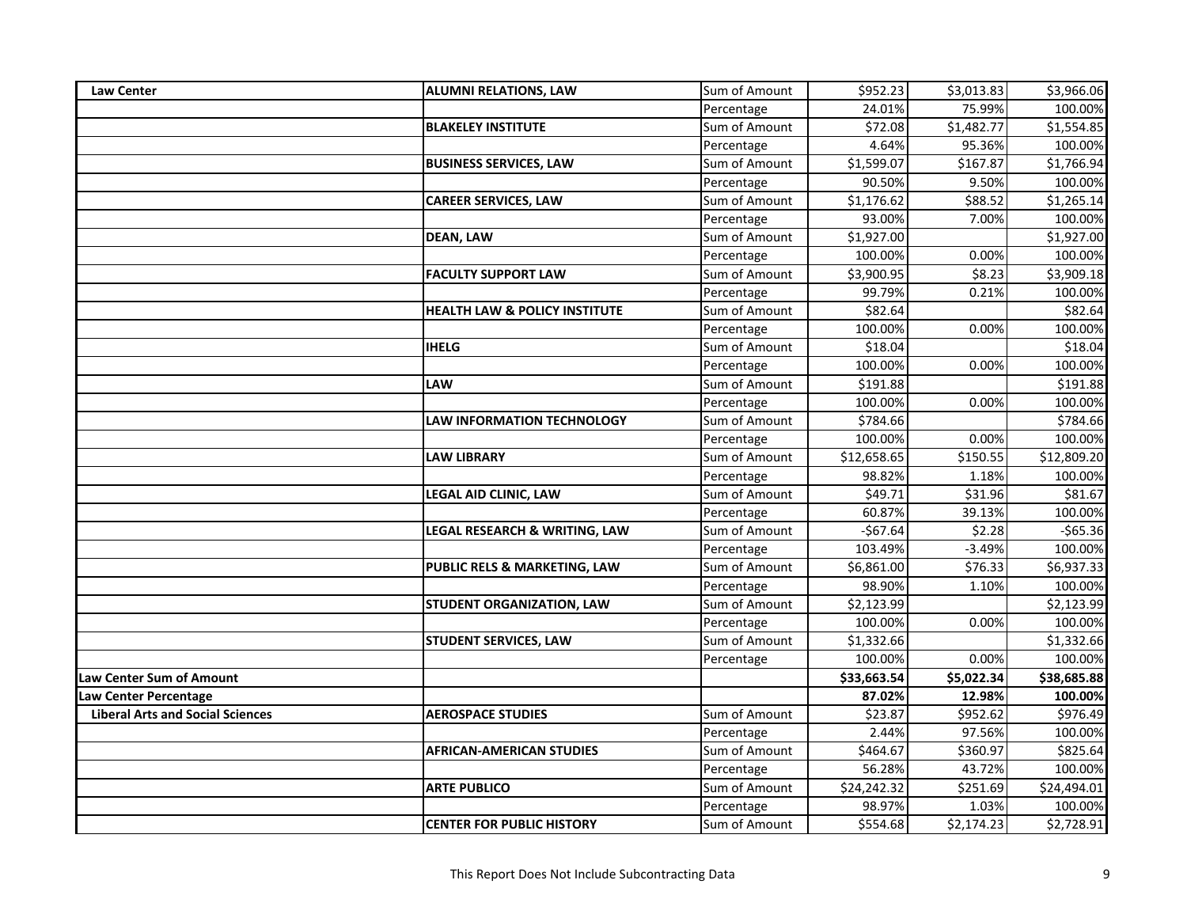| | | | | | |
|---|---|---|---|---|---|
| **Law Center** | **ALUMNI RELATIONS, LAW** | Sum of Amount | $952.23 | $3,013.83 | $3,966.06 |
| | | Percentage | 24.01% | 75.99% | 100.00% |
| | **BLAKELEY INSTITUTE** | Sum of Amount | $72.08 | $1,482.77 | $1,554.85 |
| | | Percentage | 4.64% | 95.36% | 100.00% |
| | **BUSINESS SERVICES, LAW** | Sum of Amount | $1,599.07 | $167.87 | $1,766.94 |
| | | Percentage | 90.50% | 9.50% | 100.00% |
| | **CAREER SERVICES, LAW** | Sum of Amount | $1,176.62 | $88.52 | $1,265.14 |
| | | Percentage | 93.00% | 7.00% | 100.00% |
| | **DEAN, LAW** | Sum of Amount | $1,927.00 | | $1,927.00 |
| | | Percentage | 100.00% | 0.00% | 100.00% |
| | **FACULTY SUPPORT LAW** | Sum of Amount | $3,900.95 | $8.23 | $3,909.18 |
| | | Percentage | 99.79% | 0.21% | 100.00% |
| | **HEALTH LAW & POLICY INSTITUTE** | Sum of Amount | $82.64 | | $82.64 |
| | | Percentage | 100.00% | 0.00% | 100.00% |
| | **IHELG** | Sum of Amount | $18.04 | | $18.04 |
| | | Percentage | 100.00% | 0.00% | 100.00% |
| | **LAW** | Sum of Amount | $191.88 | | $191.88 |
| | | Percentage | 100.00% | 0.00% | 100.00% |
| | **LAW INFORMATION TECHNOLOGY** | Sum of Amount | $784.66 | | $784.66 |
| | | Percentage | 100.00% | 0.00% | 100.00% |
| | **LAW LIBRARY** | Sum of Amount | $12,658.65 | $150.55 | $12,809.20 |
| | | Percentage | 98.82% | 1.18% | 100.00% |
| | **LEGAL AID CLINIC, LAW** | Sum of Amount | $49.71 | $31.96 | $81.67 |
| | | Percentage | 60.87% | 39.13% | 100.00% |
| | **LEGAL RESEARCH & WRITING, LAW** | Sum of Amount | -$67.64 | $2.28 | -$65.36 |
| | | Percentage | 103.49% | -3.49% | 100.00% |
| | **PUBLIC RELS & MARKETING, LAW** | Sum of Amount | $6,861.00 | $76.33 | $6,937.33 |
| | | Percentage | 98.90% | 1.10% | 100.00% |
| | **STUDENT ORGANIZATION, LAW** | Sum of Amount | $2,123.99 | | $2,123.99 |
| | | Percentage | 100.00% | 0.00% | 100.00% |
| | **STUDENT SERVICES, LAW** | Sum of Amount | $1,332.66 | | $1,332.66 |
| | | Percentage | 100.00% | 0.00% | 100.00% |
| **Law Center Sum of Amount** | | | **$33,663.54** | **$5,022.34** | **$38,685.88** |
| **Law Center Percentage** | | | **87.02%** | **12.98%** | **100.00%** |
| **Liberal Arts and Social Sciences** | **AEROSPACE STUDIES** | Sum of Amount | $23.87 | $952.62 | $976.49 |
| | | Percentage | 2.44% | 97.56% | 100.00% |
| | **AFRICAN-AMERICAN STUDIES** | Sum of Amount | $464.67 | $360.97 | $825.64 |
| | | Percentage | 56.28% | 43.72% | 100.00% |
| | **ARTE PUBLICO** | Sum of Amount | $24,242.32 | $251.69 | $24,494.01 |
| | | Percentage | 98.97% | 1.03% | 100.00% |
| | **CENTER FOR PUBLIC HISTORY** | Sum of Amount | $554.68 | $2,174.23 | $2,728.91 |

This Report Does Not Include Subcontracting Data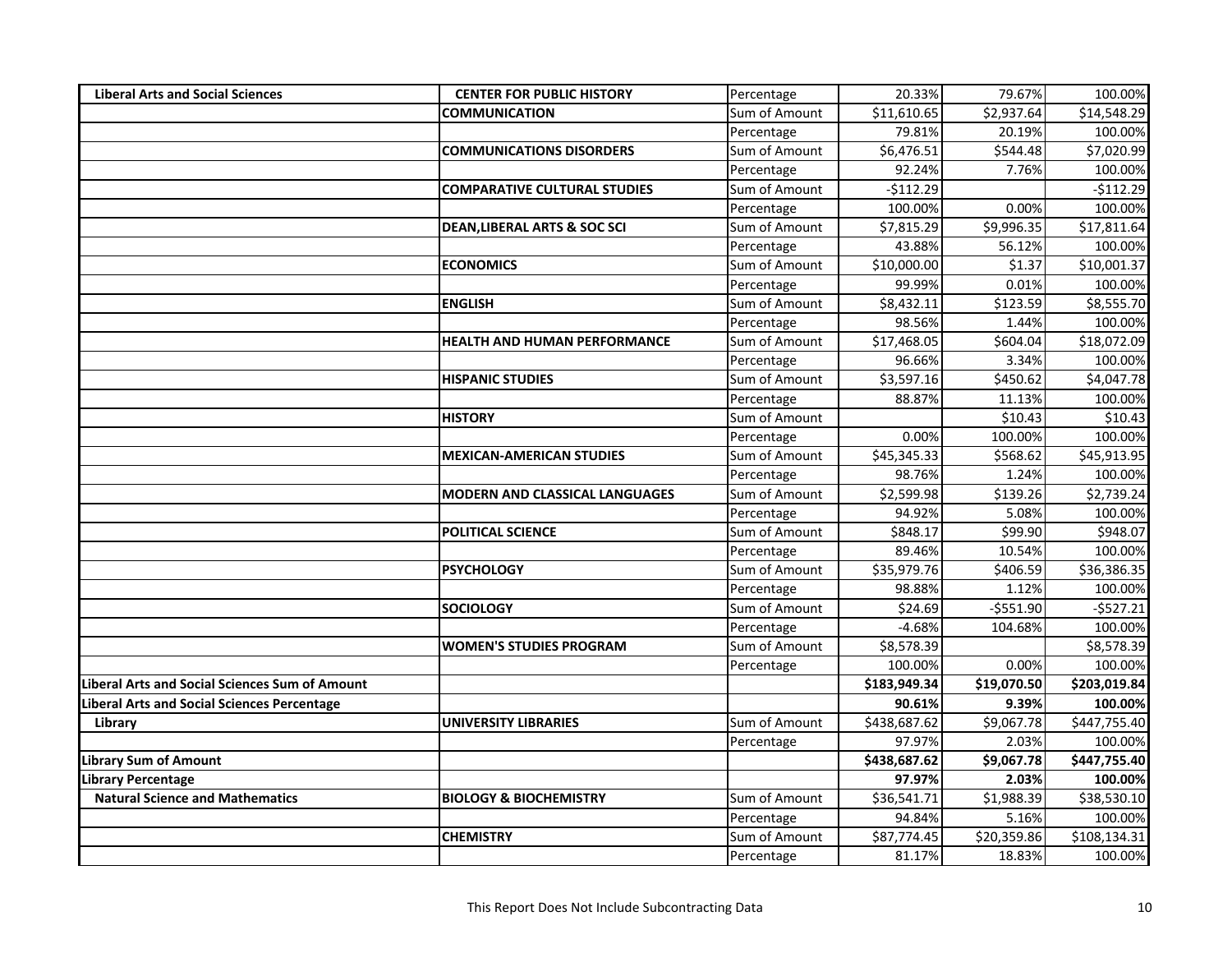| | | | | | |
|---|---|---|---|---|---|
| **Liberal Arts and Social Sciences** | **CENTER FOR PUBLIC HISTORY** | Percentage | 20.33% | 79.67% | 100.00% |
| | **COMMUNICATION** | Sum of Amount | $11,610.65 | $2,937.64 | $14,548.29 |
| | | Percentage | 79.81% | 20.19% | 100.00% |
| | **COMMUNICATIONS DISORDERS** | Sum of Amount | $6,476.51 | $544.48 | $7,020.99 |
| | | Percentage | 92.24% | 7.76% | 100.00% |
| | **COMPARATIVE CULTURAL STUDIES** | Sum of Amount | -$112.29 | | -$112.29 |
| | | Percentage | 100.00% | 0.00% | 100.00% |
| | **DEAN,LIBERAL ARTS & SOC SCI** | Sum of Amount | $7,815.29 | $9,996.35 | $17,811.64 |
| | | Percentage | 43.88% | 56.12% | 100.00% |
| | **ECONOMICS** | Sum of Amount | $10,000.00 | $1.37 | $10,001.37 |
| | | Percentage | 99.99% | 0.01% | 100.00% |
| | **ENGLISH** | Sum of Amount | $8,432.11 | $123.59 | $8,555.70 |
| | | Percentage | 98.56% | 1.44% | 100.00% |
| | **HEALTH AND HUMAN PERFORMANCE** | Sum of Amount | $17,468.05 | $604.04 | $18,072.09 |
| | | Percentage | 96.66% | 3.34% | 100.00% |
| | **HISPANIC STUDIES** | Sum of Amount | $3,597.16 | $450.62 | $4,047.78 |
| | | Percentage | 88.87% | 11.13% | 100.00% |
| | **HISTORY** | Sum of Amount | | $10.43 | $10.43 |
| | | Percentage | 0.00% | 100.00% | 100.00% |
| | **MEXICAN-AMERICAN STUDIES** | Sum of Amount | $45,345.33 | $568.62 | $45,913.95 |
| | | Percentage | 98.76% | 1.24% | 100.00% |
| | **MODERN AND CLASSICAL LANGUAGES** | Sum of Amount | $2,599.98 | $139.26 | $2,739.24 |
| | | Percentage | 94.92% | 5.08% | 100.00% |
| | **POLITICAL SCIENCE** | Sum of Amount | $848.17 | $99.90 | $948.07 |
| | | Percentage | 89.46% | 10.54% | 100.00% |
| | **PSYCHOLOGY** | Sum of Amount | $35,979.76 | $406.59 | $36,386.35 |
| | | Percentage | 98.88% | 1.12% | 100.00% |
| | **SOCIOLOGY** | Sum of Amount | $24.69 | -$551.90 | -$527.21 |
| | | Percentage | -4.68% | 104.68% | 100.00% |
| | **WOMEN'S STUDIES PROGRAM** | Sum of Amount | $8,578.39 | | $8,578.39 |
| | | Percentage | 100.00% | 0.00% | 100.00% |
| **Liberal Arts and Social Sciences Sum of Amount** | | | **$183,949.34** | **$19,070.50** | **$203,019.84** |
| **Liberal Arts and Social Sciences Percentage** | | | **90.61%** | **9.39%** | **100.00%** |
| **Library** | **UNIVERSITY LIBRARIES** | Sum of Amount | $438,687.62 | $9,067.78 | $447,755.40 |
| | | Percentage | 97.97% | 2.03% | 100.00% |
| **Library Sum of Amount** | | | **$438,687.62** | **$9,067.78** | **$447,755.40** |
| **Library Percentage** | | | **97.97%** | **2.03%** | **100.00%** |
| **Natural Science and Mathematics** | **BIOLOGY & BIOCHEMISTRY** | Sum of Amount | $36,541.71 | $1,988.39 | $38,530.10 |
| | | Percentage | 94.84% | 5.16% | 100.00% |
| | **CHEMISTRY** | Sum of Amount | $87,774.45 | $20,359.86 | $108,134.31 |
| | | Percentage | 81.17% | 18.83% | 100.00% |

This Report Does Not Include Subcontracting Data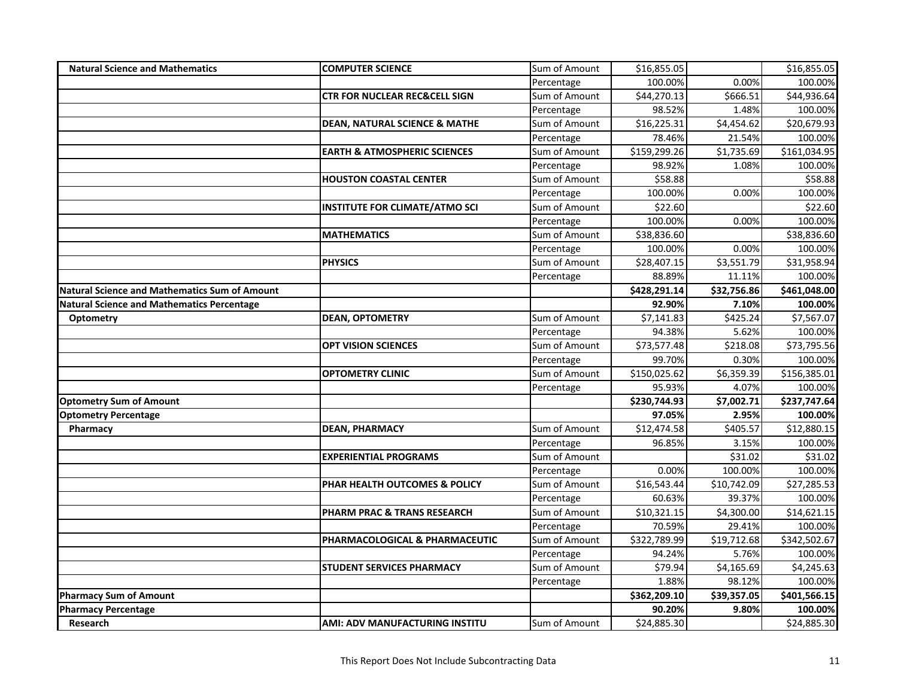| | | | | | |
|---|---|---|---|---|---|
| **Natural Science and Mathematics** | **COMPUTER SCIENCE** | Sum of Amount | $16,855.05 | | $16,855.05 |
| | | Percentage | 100.00% | 0.00% | 100.00% |
| | **CTR FOR NUCLEAR REC&CELL SIGN** | Sum of Amount | $44,270.13 | $666.51 | $44,936.64 |
| | | Percentage | 98.52% | 1.48% | 100.00% |
| | **DEAN, NATURAL SCIENCE & MATHE** | Sum of Amount | $16,225.31 | $4,454.62 | $20,679.93 |
| | | Percentage | 78.46% | 21.54% | 100.00% |
| | **EARTH & ATMOSPHERIC SCIENCES** | Sum of Amount | $159,299.26 | $1,735.69 | $161,034.95 |
| | | Percentage | 98.92% | 1.08% | 100.00% |
| | **HOUSTON COASTAL CENTER** | Sum of Amount | $58.88 | | $58.88 |
| | | Percentage | 100.00% | 0.00% | 100.00% |
| | **INSTITUTE FOR CLIMATE/ATMO SCI** | Sum of Amount | $22.60 | | $22.60 |
| | | Percentage | 100.00% | 0.00% | 100.00% |
| | **MATHEMATICS** | Sum of Amount | $38,836.60 | | $38,836.60 |
| | | Percentage | 100.00% | 0.00% | 100.00% |
| | **PHYSICS** | Sum of Amount | $28,407.15 | $3,551.79 | $31,958.94 |
| | | Percentage | 88.89% | 11.11% | 100.00% |
| **Natural Science and Mathematics Sum of Amount** | | | **$428,291.14** | **$32,756.86** | **$461,048.00** |
| **Natural Science and Mathematics Percentage** | | | **92.90%** | **7.10%** | **100.00%** |
| **Optometry** | **DEAN, OPTOMETRY** | Sum of Amount | $7,141.83 | $425.24 | $7,567.07 |
| | | Percentage | 94.38% | 5.62% | 100.00% |
| | **OPT VISION SCIENCES** | Sum of Amount | $73,577.48 | $218.08 | $73,795.56 |
| | | Percentage | 99.70% | 0.30% | 100.00% |
| | **OPTOMETRY CLINIC** | Sum of Amount | $150,025.62 | $6,359.39 | $156,385.01 |
| | | Percentage | 95.93% | 4.07% | 100.00% |
| **Optometry Sum of Amount** | | | **$230,744.93** | **$7,002.71** | **$237,747.64** |
| **Optometry Percentage** | | | **97.05%** | **2.95%** | **100.00%** |
| **Pharmacy** | **DEAN, PHARMACY** | Sum of Amount | $12,474.58 | $405.57 | $12,880.15 |
| | | Percentage | 96.85% | 3.15% | 100.00% |
| | **EXPERIENTIAL PROGRAMS** | Sum of Amount | | $31.02 | $31.02 |
| | | Percentage | 0.00% | 100.00% | 100.00% |
| | **PHAR HEALTH OUTCOMES & POLICY** | Sum of Amount | $16,543.44 | $10,742.09 | $27,285.53 |
| | | Percentage | 60.63% | 39.37% | 100.00% |
| | **PHARM PRAC & TRANS RESEARCH** | Sum of Amount | $10,321.15 | $4,300.00 | $14,621.15 |
| | | Percentage | 70.59% | 29.41% | 100.00% |
| | **PHARMACOLOGICAL & PHARMACEUTIC** | Sum of Amount | $322,789.99 | $19,712.68 | $342,502.67 |
| | | Percentage | 94.24% | 5.76% | 100.00% |
| | **STUDENT SERVICES PHARMACY** | Sum of Amount | $79.94 | $4,165.69 | $4,245.63 |
| | | Percentage | 1.88% | 98.12% | 100.00% |
| **Pharmacy Sum of Amount** | | | **$362,209.10** | **$39,357.05** | **$401,566.15** |
| **Pharmacy Percentage** | | | **90.20%** | **9.80%** | **100.00%** |
| **Research** | **AMI: ADV MANUFACTURING INSTITU** | Sum of Amount | $24,885.30 | | $24,885.30 |

This Report Does Not Include Subcontracting Data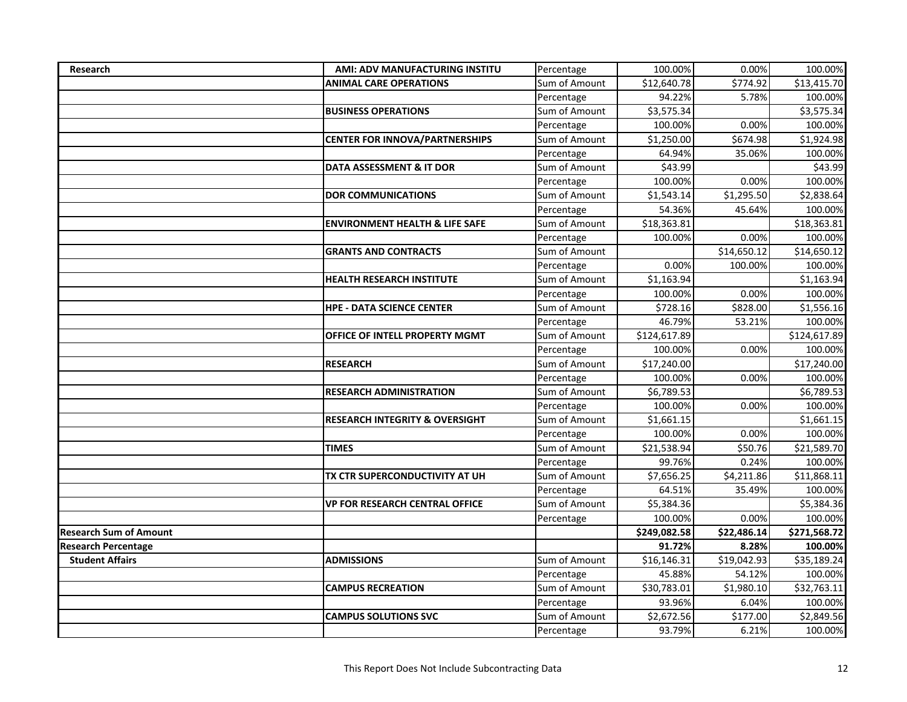| Research | **AMI: ADV MANUFACTURING INSTITU** | Percentage | 100.00% | 0.00% | 100.00% |
|---|---|---|---|---|---|
| | **ANIMAL CARE OPERATIONS** | Sum of Amount | $12,640.78 | $774.92 | $13,415.70 |
| | | Percentage | 94.22% | 5.78% | 100.00% |
| | **BUSINESS OPERATIONS** | Sum of Amount | $3,575.34 | | $3,575.34 |
| | | Percentage | 100.00% | 0.00% | 100.00% |
| | **CENTER FOR INNOVA/PARTNERSHIPS** | Sum of Amount | $1,250.00 | $674.98 | $1,924.98 |
| | | Percentage | 64.94% | 35.06% | 100.00% |
| | **DATA ASSESSMENT & IT DOR** | Sum of Amount | $43.99 | | $43.99 |
| | | Percentage | 100.00% | 0.00% | 100.00% |
| | **DOR COMMUNICATIONS** | Sum of Amount | $1,543.14 | $1,295.50 | $2,838.64 |
| | | Percentage | 54.36% | 45.64% | 100.00% |
| | **ENVIRONMENT HEALTH & LIFE SAFE** | Sum of Amount | $18,363.81 | | $18,363.81 |
| | | Percentage | 100.00% | 0.00% | 100.00% |
| | **GRANTS AND CONTRACTS** | Sum of Amount | | $14,650.12 | $14,650.12 |
| | | Percentage | 0.00% | 100.00% | 100.00% |
| | **HEALTH RESEARCH INSTITUTE** | Sum of Amount | $1,163.94 | | $1,163.94 |
| | | Percentage | 100.00% | 0.00% | 100.00% |
| | **HPE - DATA SCIENCE CENTER** | Sum of Amount | $728.16 | $828.00 | $1,556.16 |
| | | Percentage | 46.79% | 53.21% | 100.00% |
| | **OFFICE OF INTELL PROPERTY MGMT** | Sum of Amount | $124,617.89 | | $124,617.89 |
| | | Percentage | 100.00% | 0.00% | 100.00% |
| | **RESEARCH** | Sum of Amount | $17,240.00 | | $17,240.00 |
| | | Percentage | 100.00% | 0.00% | 100.00% |
| | **RESEARCH ADMINISTRATION** | Sum of Amount | $6,789.53 | | $6,789.53 |
| | | Percentage | 100.00% | 0.00% | 100.00% |
| | **RESEARCH INTEGRITY & OVERSIGHT** | Sum of Amount | $1,661.15 | | $1,661.15 |
| | | Percentage | 100.00% | 0.00% | 100.00% |
| | **TIMES** | Sum of Amount | $21,538.94 | $50.76 | $21,589.70 |
| | | Percentage | 99.76% | 0.24% | 100.00% |
| | **TX CTR SUPERCONDUCTIVITY AT UH** | Sum of Amount | $7,656.25 | $4,211.86 | $11,868.11 |
| | | Percentage | 64.51% | 35.49% | 100.00% |
| | **VP FOR RESEARCH CENTRAL OFFICE** | Sum of Amount | $5,384.36 | | $5,384.36 |
| | | Percentage | 100.00% | 0.00% | 100.00% |
| **Research Sum of Amount** | | | **$249,082.58** | **$22,486.14** | **$271,568.72** |
| **Research Percentage** | | | **91.72%** | **8.28%** | **100.00%** |
| **Student Affairs** | **ADMISSIONS** | Sum of Amount | $16,146.31 | $19,042.93 | $35,189.24 |
| | | Percentage | 45.88% | 54.12% | 100.00% |
| | **CAMPUS RECREATION** | Sum of Amount | $30,783.01 | $1,980.10 | $32,763.11 |
| | | Percentage | 93.96% | 6.04% | 100.00% |
| | **CAMPUS SOLUTIONS SVC** | Sum of Amount | $2,672.56 | $177.00 | $2,849.56 |
| | | Percentage | 93.79% | 6.21% | 100.00% |

This Report Does Not Include Subcontracting Data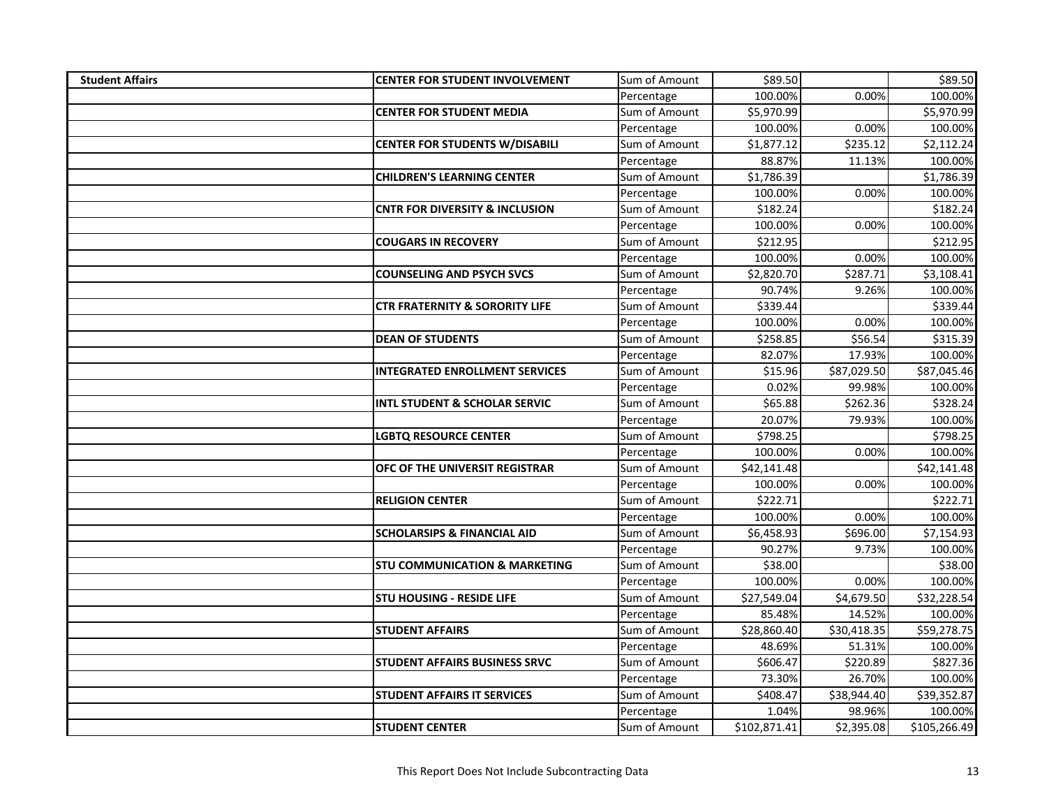| | | | | | |
|---|---|---|---|---|---|
| **Student Affairs** | **CENTER FOR STUDENT INVOLVEMENT** | Sum of Amount | $89.50 | | $89.50 |
| | | Percentage | 100.00% | 0.00% | 100.00% |
| | **CENTER FOR STUDENT MEDIA** | Sum of Amount | $5,970.99 | | $5,970.99 |
| | | Percentage | 100.00% | 0.00% | 100.00% |
| | **CENTER FOR STUDENTS W/DISABILI** | Sum of Amount | $1,877.12 | $235.12 | $2,112.24 |
| | | Percentage | 88.87% | 11.13% | 100.00% |
| | **CHILDREN'S LEARNING CENTER** | Sum of Amount | $1,786.39 | | $1,786.39 |
| | | Percentage | 100.00% | 0.00% | 100.00% |
| | **CNTR FOR DIVERSITY & INCLUSION** | Sum of Amount | $182.24 | | $182.24 |
| | | Percentage | 100.00% | 0.00% | 100.00% |
| | **COUGARS IN RECOVERY** | Sum of Amount | $212.95 | | $212.95 |
| | | Percentage | 100.00% | 0.00% | 100.00% |
| | **COUNSELING AND PSYCH SVCS** | Sum of Amount | $2,820.70 | $287.71 | $3,108.41 |
| | | Percentage | 90.74% | 9.26% | 100.00% |
| | **CTR FRATERNITY & SORORITY LIFE** | Sum of Amount | $339.44 | | $339.44 |
| | | Percentage | 100.00% | 0.00% | 100.00% |
| | **DEAN OF STUDENTS** | Sum of Amount | $258.85 | $56.54 | $315.39 |
| | | Percentage | 82.07% | 17.93% | 100.00% |
| | **INTEGRATED ENROLLMENT SERVICES** | Sum of Amount | $15.96 | $87,029.50 | $87,045.46 |
| | | Percentage | 0.02% | 99.98% | 100.00% |
| | **INTL STUDENT & SCHOLAR SERVIC** | Sum of Amount | $65.88 | $262.36 | $328.24 |
| | | Percentage | 20.07% | 79.93% | 100.00% |
| | **LGBTQ RESOURCE CENTER** | Sum of Amount | $798.25 | | $798.25 |
| | | Percentage | 100.00% | 0.00% | 100.00% |
| | **OFC OF THE UNIVERSIT REGISTRAR** | Sum of Amount | $42,141.48 | | $42,141.48 |
| | | Percentage | 100.00% | 0.00% | 100.00% |
| | **RELIGION CENTER** | Sum of Amount | $222.71 | | $222.71 |
| | | Percentage | 100.00% | 0.00% | 100.00% |
| | **SCHOLARSIPS & FINANCIAL AID** | Sum of Amount | $6,458.93 | $696.00 | $7,154.93 |
| | | Percentage | 90.27% | 9.73% | 100.00% |
| | **STU COMMUNICATION & MARKETING** | Sum of Amount | $38.00 | | $38.00 |
| | | Percentage | 100.00% | 0.00% | 100.00% |
| | **STU HOUSING - RESIDE LIFE** | Sum of Amount | $27,549.04 | $4,679.50 | $32,228.54 |
| | | Percentage | 85.48% | 14.52% | 100.00% |
| | **STUDENT AFFAIRS** | Sum of Amount | $28,860.40 | $30,418.35 | $59,278.75 |
| | | Percentage | 48.69% | 51.31% | 100.00% |
| | **STUDENT AFFAIRS BUSINESS SRVC** | Sum of Amount | $606.47 | $220.89 | $827.36 |
| | | Percentage | 73.30% | 26.70% | 100.00% |
| | **STUDENT AFFAIRS IT SERVICES** | Sum of Amount | $408.47 | $38,944.40 | $39,352.87 |
| | | Percentage | 1.04% | 98.96% | 100.00% |
| | **STUDENT CENTER** | Sum of Amount | $102,871.41 | $2,395.08 | $105,266.49 |

This Report Does Not Include Subcontracting Data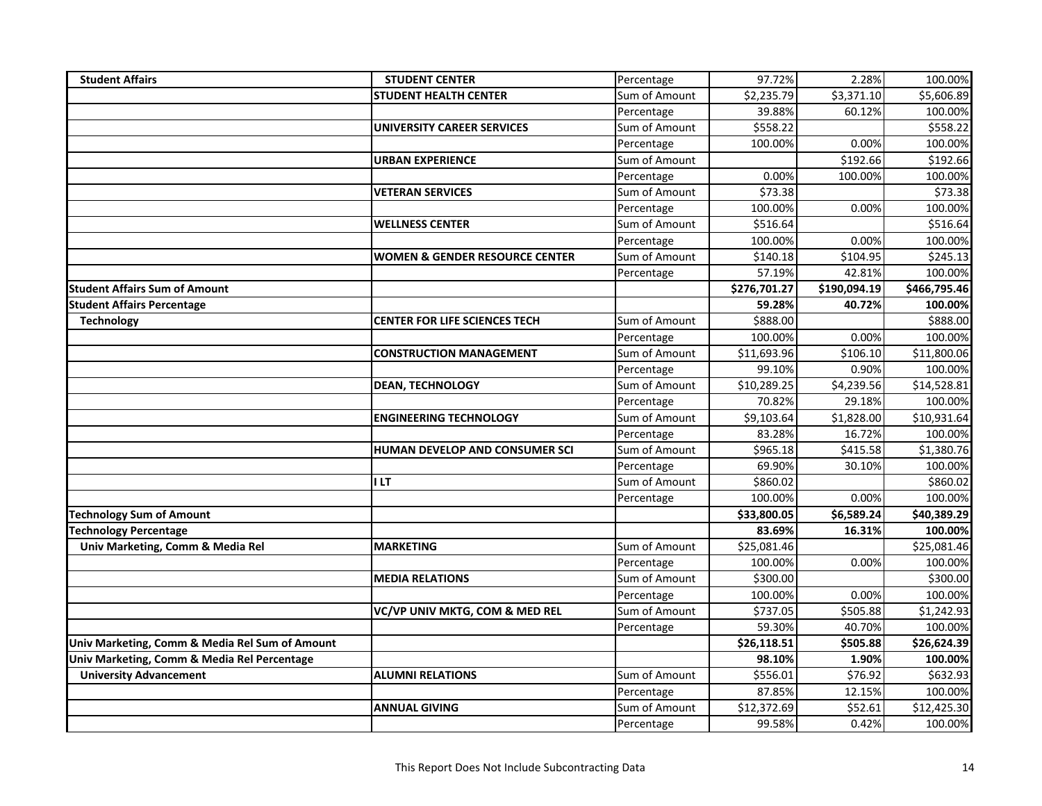| | | | | | |
|---|---|---|---|---|---|
| **Student Affairs** | **STUDENT CENTER** | Percentage | 97.72% | 2.28% | 100.00% |
| | **STUDENT HEALTH CENTER** | Sum of Amount | $2,235.79 | $3,371.10 | $5,606.89 |
| | | Percentage | 39.88% | 60.12% | 100.00% |
| | **UNIVERSITY CAREER SERVICES** | Sum of Amount | $558.22 | | $558.22 |
| | | Percentage | 100.00% | 0.00% | 100.00% |
| | **URBAN EXPERIENCE** | Sum of Amount | | $192.66 | $192.66 |
| | | Percentage | 0.00% | 100.00% | 100.00% |
| | **VETERAN SERVICES** | Sum of Amount | $73.38 | | $73.38 |
| | | Percentage | 100.00% | 0.00% | 100.00% |
| | **WELLNESS CENTER** | Sum of Amount | $516.64 | | $516.64 |
| | | Percentage | 100.00% | 0.00% | 100.00% |
| | **WOMEN & GENDER RESOURCE CENTER** | Sum of Amount | $140.18 | $104.95 | $245.13 |
| | | Percentage | 57.19% | 42.81% | 100.00% |
| **Student Affairs Sum of Amount** | | | **$276,701.27** | **$190,094.19** | **$466,795.46** |
| **Student Affairs Percentage** | | | **59.28%** | **40.72%** | **100.00%** |
| **Technology** | **CENTER FOR LIFE SCIENCES TECH** | Sum of Amount | $888.00 | | $888.00 |
| | | Percentage | 100.00% | 0.00% | 100.00% |
| | **CONSTRUCTION MANAGEMENT** | Sum of Amount | $11,693.96 | $106.10 | $11,800.06 |
| | | Percentage | 99.10% | 0.90% | 100.00% |
| | **DEAN, TECHNOLOGY** | Sum of Amount | $10,289.25 | $4,239.56 | $14,528.81 |
| | | Percentage | 70.82% | 29.18% | 100.00% |
| | **ENGINEERING TECHNOLOGY** | Sum of Amount | $9,103.64 | $1,828.00 | $10,931.64 |
| | | Percentage | 83.28% | 16.72% | 100.00% |
| | **HUMAN DEVELOP AND CONSUMER SCI** | Sum of Amount | $965.18 | $415.58 | $1,380.76 |
| | | Percentage | 69.90% | 30.10% | 100.00% |
| | **I LT** | Sum of Amount | $860.02 | | $860.02 |
| | | Percentage | 100.00% | 0.00% | 100.00% |
| **Technology Sum of Amount** | | | **$33,800.05** | **$6,589.24** | **$40,389.29** |
| **Technology Percentage** | | | **83.69%** | **16.31%** | **100.00%** |
| **Univ Marketing, Comm & Media Rel** | **MARKETING** | Sum of Amount | $25,081.46 | | $25,081.46 |
| | | Percentage | 100.00% | 0.00% | 100.00% |
| | **MEDIA RELATIONS** | Sum of Amount | $300.00 | | $300.00 |
| | | Percentage | 100.00% | 0.00% | 100.00% |
| | **VC/VP UNIV MKTG, COM & MED REL** | Sum of Amount | $737.05 | $505.88 | $1,242.93 |
| | | Percentage | 59.30% | 40.70% | 100.00% |
| **Univ Marketing, Comm & Media Rel Sum of Amount** | | | **$26,118.51** | **$505.88** | **$26,624.39** |
| **Univ Marketing, Comm & Media Rel Percentage** | | | **98.10%** | **1.90%** | **100.00%** |
| **University Advancement** | **ALUMNI RELATIONS** | Sum of Amount | $556.01 | $76.92 | $632.93 |
| | | Percentage | 87.85% | 12.15% | 100.00% |
| | **ANNUAL GIVING** | Sum of Amount | $12,372.69 | $52.61 | $12,425.30 |
| | | Percentage | 99.58% | 0.42% | 100.00% |

This Report Does Not Include Subcontracting Data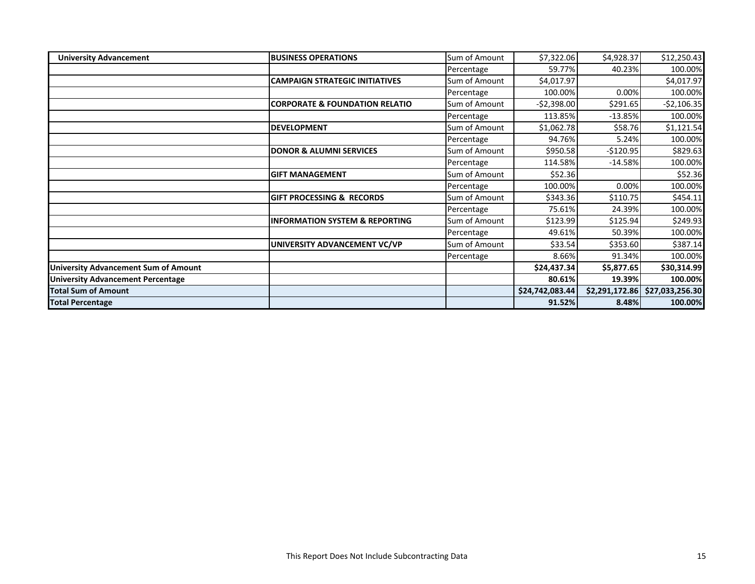| | | | | | |
|---|---|---|---|---|---|
| **University Advancement** | **BUSINESS OPERATIONS** | Sum of Amount | $7,322.06 | $4,928.37 | $12,250.43 |
| | | Percentage | 59.77% | 40.23% | 100.00% |
| | **CAMPAIGN STRATEGIC INITIATIVES** | Sum of Amount | $4,017.97 | | $4,017.97 |
| | | Percentage | 100.00% | 0.00% | 100.00% |
| | **CORPORATE & FOUNDATION RELATIO** | Sum of Amount | -$2,398.00 | $291.65 | -$2,106.35 |
| | | Percentage | 113.85% | -13.85% | 100.00% |
| | **DEVELOPMENT** | Sum of Amount | $1,062.78 | $58.76 | $1,121.54 |
| | | Percentage | 94.76% | 5.24% | 100.00% |
| | **DONOR & ALUMNI SERVICES** | Sum of Amount | $950.58 | -$120.95 | $829.63 |
| | | Percentage | 114.58% | -14.58% | 100.00% |
| | **GIFT MANAGEMENT** | Sum of Amount | $52.36 | | $52.36 |
| | | Percentage | 100.00% | 0.00% | 100.00% |
| | **GIFT PROCESSING & RECORDS** | Sum of Amount | $343.36 | $110.75 | $454.11 |
| | | Percentage | 75.61% | 24.39% | 100.00% |
| | **INFORMATION SYSTEM & REPORTING** | Sum of Amount | $123.99 | $125.94 | $249.93 |
| | | Percentage | 49.61% | 50.39% | 100.00% |
| | **UNIVERSITY ADVANCEMENT VC/VP** | Sum of Amount | $33.54 | $353.60 | $387.14 |
| | | Percentage | 8.66% | 91.34% | 100.00% |
| **University Advancement Sum of Amount** | | | **$24,437.34** | **$5,877.65** | **$30,314.99** |
| **University Advancement Percentage** | | | **80.61%** | **19.39%** | **100.00%** |
| **Total Sum of Amount** | | | **$24,742,083.44** | **$2,291,172.86** | **$27,033,256.30** |
| **Total Percentage** | | | **91.52%** | **8.48%** | **100.00%** |

This Report Does Not Include Subcontracting Data